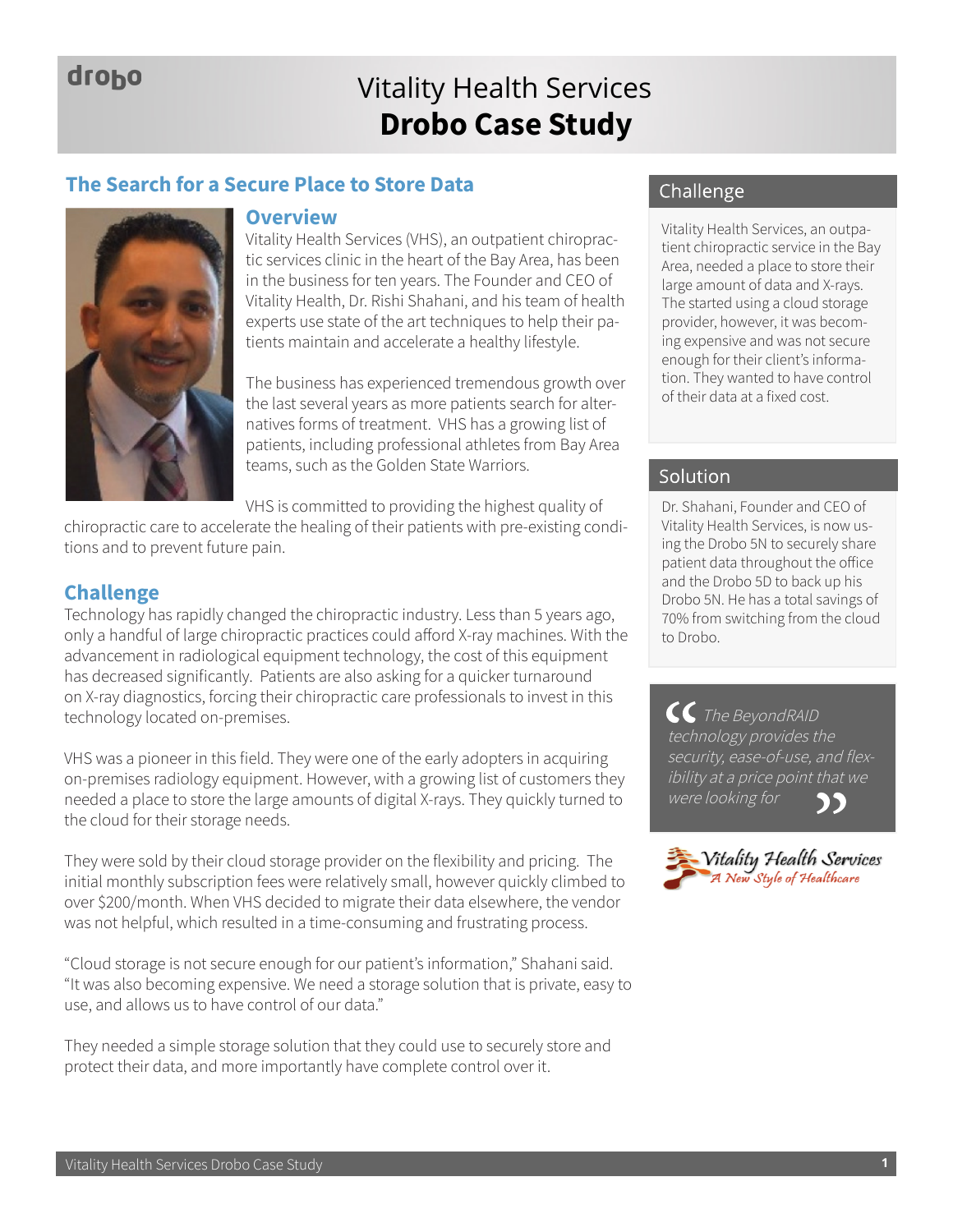# Vitality Health Services
# Drobo Case Study

## The Search for a Secure Place to Store Data

### Overview

Vitality Health Services (VHS), an outpatient chiropractic services clinic in the heart of the Bay Area, has been in the business for ten years. The Founder and CEO of Vitality Health, Dr. Rishi Shahani, and his team of health experts use state of the art techniques to help their patients maintain and accelerate a healthy lifestyle.

The business has experienced tremendous growth over the last several years as more patients search for alternatives forms of treatment. VHS has a growing list of patients, including professional athletes from Bay Area teams, such as the Golden State Warriors.

VHS is committed to providing the highest quality of chiropractic care to accelerate the healing of their patients with pre-existing conditions and to prevent future pain.

### Challenge

Technology has rapidly changed the chiropractic industry. Less than 5 years ago, only a handful of large chiropractic practices could afford X-ray machines. With the advancement in radiological equipment technology, the cost of this equipment has decreased significantly. Patients are also asking for a quicker turnaround on X-ray diagnostics, forcing their chiropractic care professionals to invest in this technology located on-premises.

VHS was a pioneer in this field. They were one of the early adopters in acquiring on-premises radiology equipment. However, with a growing list of customers they needed a place to store the large amounts of digital X-rays. They quickly turned to the cloud for their storage needs.

They were sold by their cloud storage provider on the flexibility and pricing. The initial monthly subscription fees were relatively small, however quickly climbed to over $200/month. When VHS decided to migrate their data elsewhere, the vendor was not helpful, which resulted in a time-consuming and frustrating process.

"Cloud storage is not secure enough for our patient's information," Shahani said. "It was also becoming expensive. We need a storage solution that is private, easy to use, and allows us to have control of our data."

They needed a simple storage solution that they could use to securely store and protect their data, and more importantly have complete control over it.

## Challenge

Vitality Health Services, an outpatient chiropractic service in the Bay Area, needed a place to store their large amount of data and X-rays. The started using a cloud storage provider, however, it was becoming expensive and was not secure enough for their client's information. They wanted to have control of their data at a fixed cost.

## Solution

Dr. Shahani, Founder and CEO of Vitality Health Services, is now using the Drobo 5N to securely share patient data throughout the office and the Drobo 5D to back up his Drobo 5N. He has a total savings of 70% from switching from the cloud to Drobo.

> *"The BeyondRAID technology provides the security, ease-of-use, and flexibility at a price point that we were looking for"*

Vitality Health Services — A New Style of Healthcare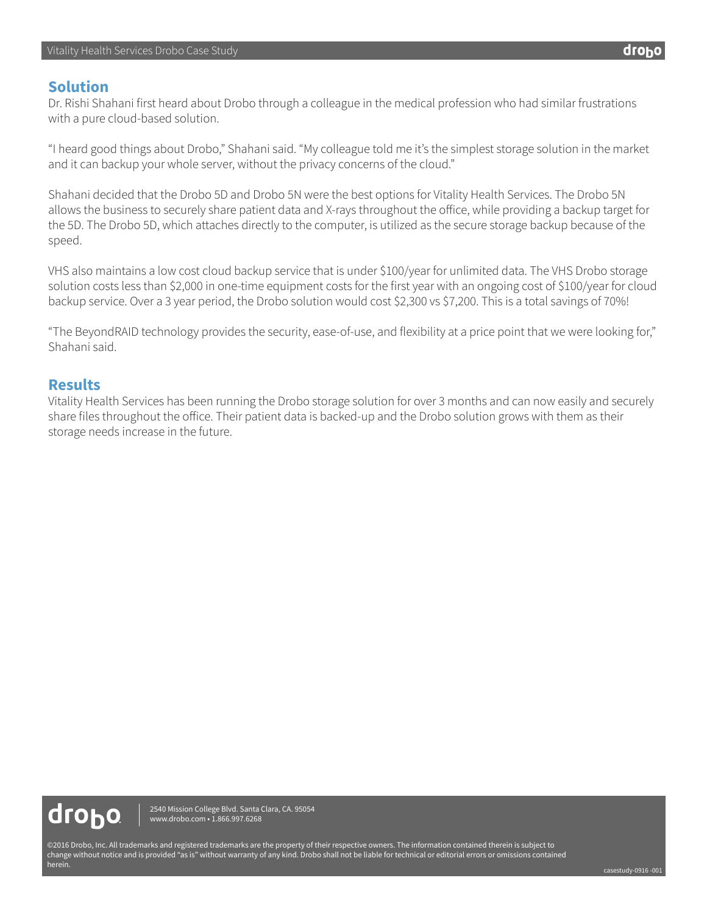## Solution

Dr. Rishi Shahani first heard about Drobo through a colleague in the medical profession who had similar frustrations with a pure cloud-based solution.

“I heard good things about Drobo,” Shahani said. “My colleague told me it’s the simplest storage solution in the market and it can backup your whole server, without the privacy concerns of the cloud.”

Shahani decided that the Drobo 5D and Drobo 5N were the best options for Vitality Health Services. The Drobo 5N allows the business to securely share patient data and X-rays throughout the office, while providing a backup target for the 5D. The Drobo 5D, which attaches directly to the computer, is utilized as the secure storage backup because of the speed.

VHS also maintains a low cost cloud backup service that is under $100/year for unlimited data. The VHS Drobo storage solution costs less than $2,000 in one-time equipment costs for the first year with an ongoing cost of $100/year for cloud backup service. Over a 3 year period, the Drobo solution would cost $2,300 vs $7,200. This is a total savings of 70%!

“The BeyondRAID technology provides the security, ease-of-use, and flexibility at a price point that we were looking for,” Shahani said.

## Results

Vitality Health Services has been running the Drobo storage solution for over 3 months and can now easily and securely share files throughout the office. Their patient data is backed-up and the Drobo solution grows with them as their storage needs increase in the future.

drobo

2540 Mission College Blvd. Santa Clara, CA. 95054
www.drobo.com • 1.866.997.6268

©2016 Drobo, Inc. All trademarks and registered trademarks are the property of their respective owners. The information contained therein is subject to change without notice and is provided “as is” without warranty of any kind. Drobo shall not be liable for technical or editorial errors or omissions contained herein.

casestudy-0916 -001